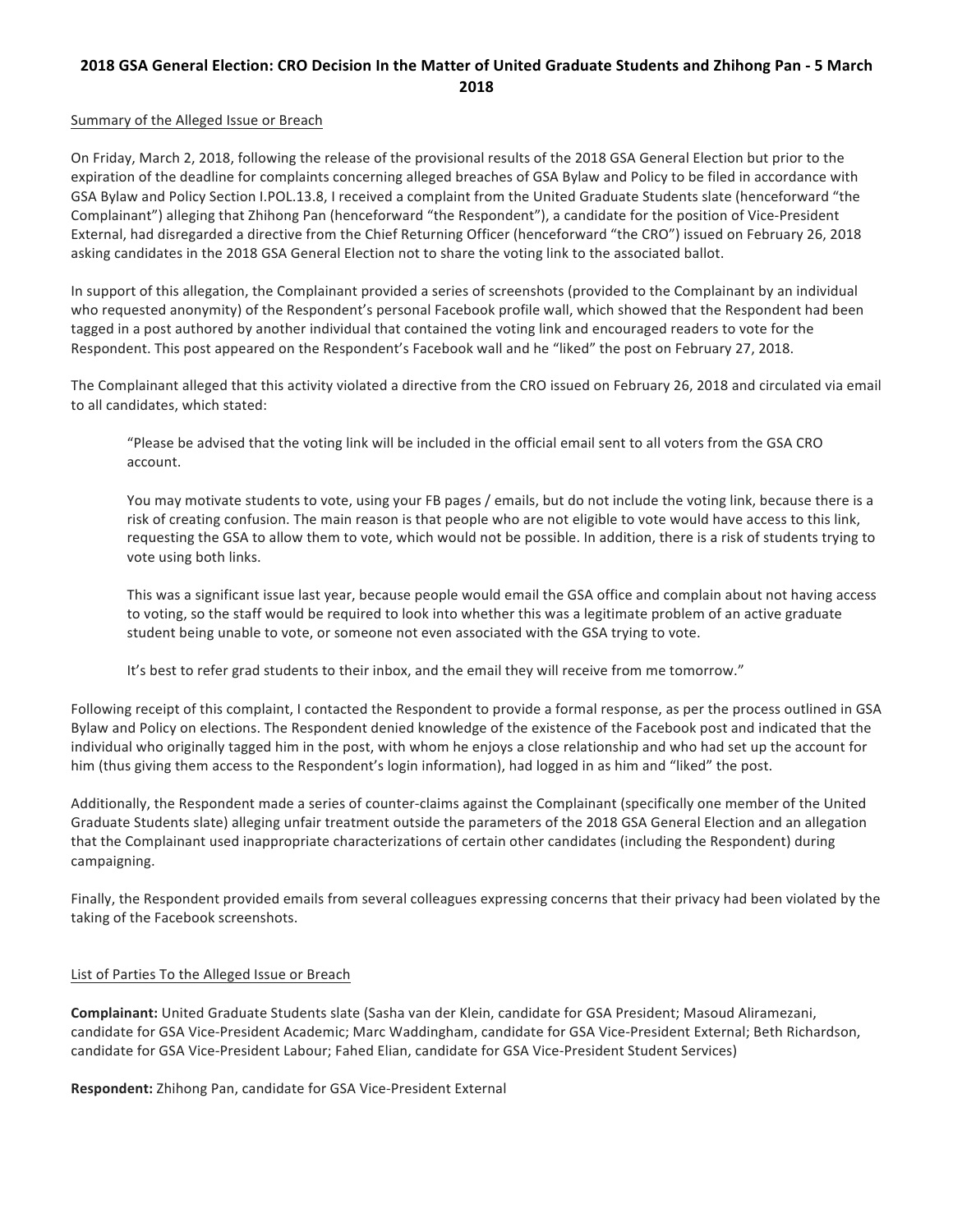# 2018 GSA General Election: CRO Decision In the Matter of United Graduate Students and Zhihong Pan - 5 March 2018

## Summary of the Alleged Issue or Breach

On Friday, March 2, 2018, following the release of the provisional results of the 2018 GSA General Election but prior to the expiration of the deadline for complaints concerning alleged breaches of GSA Bylaw and Policy to be filed in accordance with GSA Bylaw and Policy Section I.POL.13.8, I received a complaint from the United Graduate Students slate (henceforward "the Complainant") alleging that Zhihong Pan (henceforward "the Respondent"), a candidate for the position of Vice-President External, had disregarded a directive from the Chief Returning Officer (henceforward "the CRO") issued on February 26, 2018 asking candidates in the 2018 GSA General Election not to share the voting link to the associated ballot.

In support of this allegation, the Complainant provided a series of screenshots (provided to the Complainant by an individual who requested anonymity) of the Respondent's personal Facebook profile wall, which showed that the Respondent had been tagged in a post authored by another individual that contained the voting link and encouraged readers to vote for the Respondent. This post appeared on the Respondent's Facebook wall and he "liked" the post on February 27, 2018.

The Complainant alleged that this activity violated a directive from the CRO issued on February 26, 2018 and circulated via email to all candidates, which stated:

> "Please be advised that the voting link will be included in the official email sent to all voters from the GSA CRO account.
>
> You may motivate students to vote, using your FB pages / emails, but do not include the voting link, because there is a risk of creating confusion. The main reason is that people who are not eligible to vote would have access to this link, requesting the GSA to allow them to vote, which would not be possible. In addition, there is a risk of students trying to vote using both links.
>
> This was a significant issue last year, because people would email the GSA office and complain about not having access to voting, so the staff would be required to look into whether this was a legitimate problem of an active graduate student being unable to vote, or someone not even associated with the GSA trying to vote.
>
> It's best to refer grad students to their inbox, and the email they will receive from me tomorrow."

Following receipt of this complaint, I contacted the Respondent to provide a formal response, as per the process outlined in GSA Bylaw and Policy on elections. The Respondent denied knowledge of the existence of the Facebook post and indicated that the individual who originally tagged him in the post, with whom he enjoys a close relationship and who had set up the account for him (thus giving them access to the Respondent's login information), had logged in as him and "liked" the post.

Additionally, the Respondent made a series of counter-claims against the Complainant (specifically one member of the United Graduate Students slate) alleging unfair treatment outside the parameters of the 2018 GSA General Election and an allegation that the Complainant used inappropriate characterizations of certain other candidates (including the Respondent) during campaigning.

Finally, the Respondent provided emails from several colleagues expressing concerns that their privacy had been violated by the taking of the Facebook screenshots.

## List of Parties To the Alleged Issue or Breach

**Complainant:** United Graduate Students slate (Sasha van der Klein, candidate for GSA President; Masoud Aliramezani, candidate for GSA Vice-President Academic; Marc Waddingham, candidate for GSA Vice-President External; Beth Richardson, candidate for GSA Vice-President Labour; Fahed Elian, candidate for GSA Vice-President Student Services)

**Respondent:** Zhihong Pan, candidate for GSA Vice-President External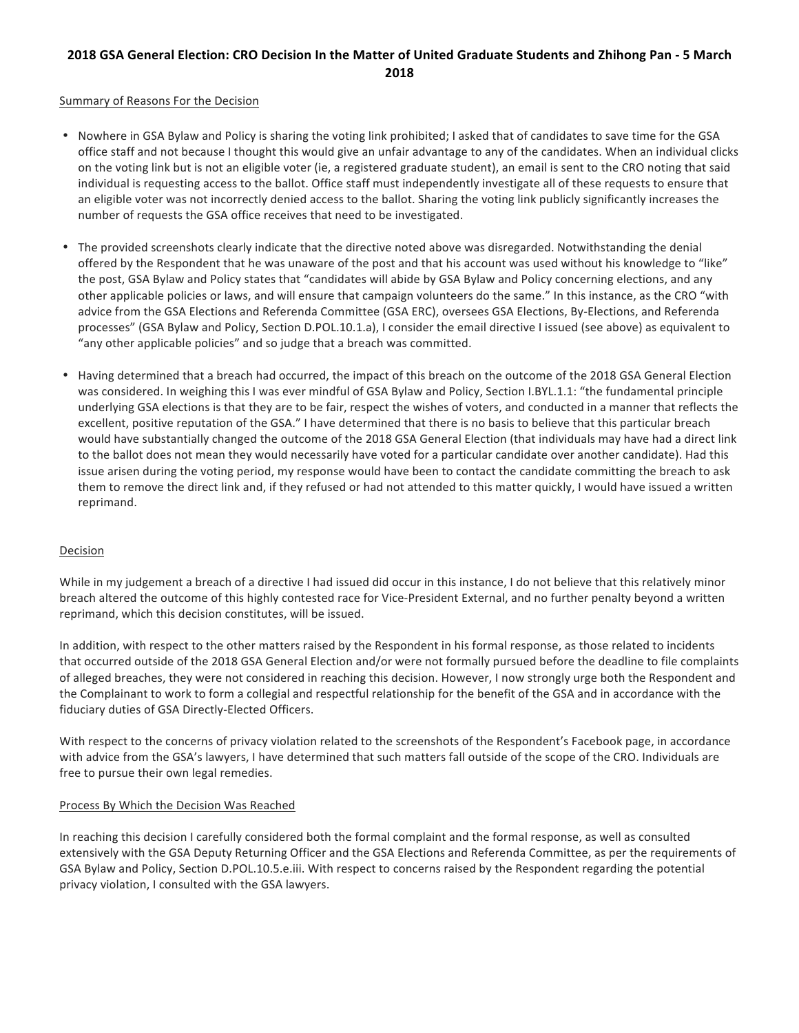**2018 GSA General Election: CRO Decision In the Matter of United Graduate Students and Zhihong Pan - 5 March 2018**

Summary of Reasons For the Decision

- Nowhere in GSA Bylaw and Policy is sharing the voting link prohibited; I asked that of candidates to save time for the GSA office staff and not because I thought this would give an unfair advantage to any of the candidates. When an individual clicks on the voting link but is not an eligible voter (ie, a registered graduate student), an email is sent to the CRO noting that said individual is requesting access to the ballot. Office staff must independently investigate all of these requests to ensure that an eligible voter was not incorrectly denied access to the ballot. Sharing the voting link publicly significantly increases the number of requests the GSA office receives that need to be investigated.

- The provided screenshots clearly indicate that the directive noted above was disregarded. Notwithstanding the denial offered by the Respondent that he was unaware of the post and that his account was used without his knowledge to "like" the post, GSA Bylaw and Policy states that "candidates will abide by GSA Bylaw and Policy concerning elections, and any other applicable policies or laws, and will ensure that campaign volunteers do the same." In this instance, as the CRO "with advice from the GSA Elections and Referenda Committee (GSA ERC), oversees GSA Elections, By-Elections, and Referenda processes" (GSA Bylaw and Policy, Section D.POL.10.1.a), I consider the email directive I issued (see above) as equivalent to "any other applicable policies" and so judge that a breach was committed.

- Having determined that a breach had occurred, the impact of this breach on the outcome of the 2018 GSA General Election was considered. In weighing this I was ever mindful of GSA Bylaw and Policy, Section I.BYL.1.1: "the fundamental principle underlying GSA elections is that they are to be fair, respect the wishes of voters, and conducted in a manner that reflects the excellent, positive reputation of the GSA." I have determined that there is no basis to believe that this particular breach would have substantially changed the outcome of the 2018 GSA General Election (that individuals may have had a direct link to the ballot does not mean they would necessarily have voted for a particular candidate over another candidate). Had this issue arisen during the voting period, my response would have been to contact the candidate committing the breach to ask them to remove the direct link and, if they refused or had not attended to this matter quickly, I would have issued a written reprimand.

Decision

While in my judgement a breach of a directive I had issued did occur in this instance, I do not believe that this relatively minor breach altered the outcome of this highly contested race for Vice-President External, and no further penalty beyond a written reprimand, which this decision constitutes, will be issued.

In addition, with respect to the other matters raised by the Respondent in his formal response, as those related to incidents that occurred outside of the 2018 GSA General Election and/or were not formally pursued before the deadline to file complaints of alleged breaches, they were not considered in reaching this decision. However, I now strongly urge both the Respondent and the Complainant to work to form a collegial and respectful relationship for the benefit of the GSA and in accordance with the fiduciary duties of GSA Directly-Elected Officers.

With respect to the concerns of privacy violation related to the screenshots of the Respondent's Facebook page, in accordance with advice from the GSA's lawyers, I have determined that such matters fall outside of the scope of the CRO. Individuals are free to pursue their own legal remedies.

Process By Which the Decision Was Reached

In reaching this decision I carefully considered both the formal complaint and the formal response, as well as consulted extensively with the GSA Deputy Returning Officer and the GSA Elections and Referenda Committee, as per the requirements of GSA Bylaw and Policy, Section D.POL.10.5.e.iii. With respect to concerns raised by the Respondent regarding the potential privacy violation, I consulted with the GSA lawyers.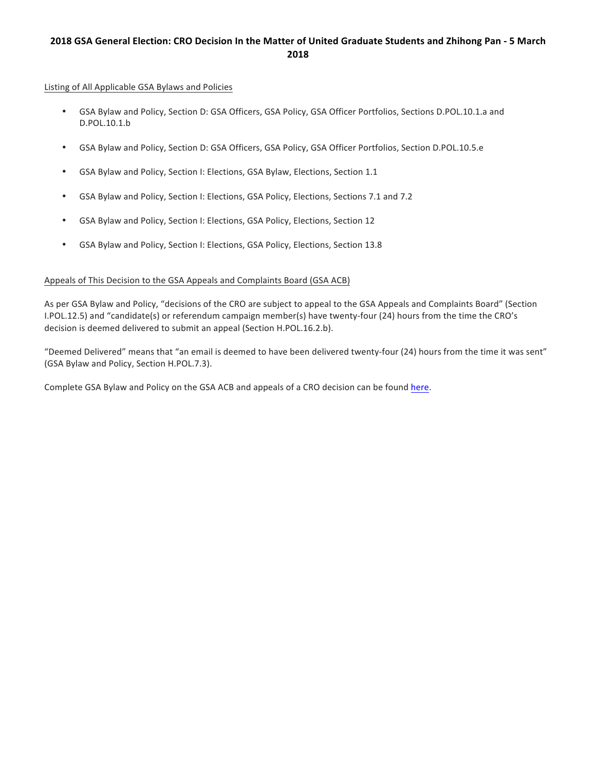# 2018 GSA General Election: CRO Decision In the Matter of United Graduate Students and Zhihong Pan - 5 March 2018

Listing of All Applicable GSA Bylaws and Policies

- GSA Bylaw and Policy, Section D: GSA Officers, GSA Policy, GSA Officer Portfolios, Sections D.POL.10.1.a and D.POL.10.1.b
- GSA Bylaw and Policy, Section D: GSA Officers, GSA Policy, GSA Officer Portfolios, Section D.POL.10.5.e
- GSA Bylaw and Policy, Section I: Elections, GSA Bylaw, Elections, Section 1.1
- GSA Bylaw and Policy, Section I: Elections, GSA Policy, Elections, Sections 7.1 and 7.2
- GSA Bylaw and Policy, Section I: Elections, GSA Policy, Elections, Section 12
- GSA Bylaw and Policy, Section I: Elections, GSA Policy, Elections, Section 13.8

Appeals of This Decision to the GSA Appeals and Complaints Board (GSA ACB)

As per GSA Bylaw and Policy, "decisions of the CRO are subject to appeal to the GSA Appeals and Complaints Board" (Section I.POL.12.5) and "candidate(s) or referendum campaign member(s) have twenty-four (24) hours from the time the CRO's decision is deemed delivered to submit an appeal (Section H.POL.16.2.b).

"Deemed Delivered" means that "an email is deemed to have been delivered twenty-four (24) hours from the time it was sent" (GSA Bylaw and Policy, Section H.POL.7.3).

Complete GSA Bylaw and Policy on the GSA ACB and appeals of a CRO decision can be found here.